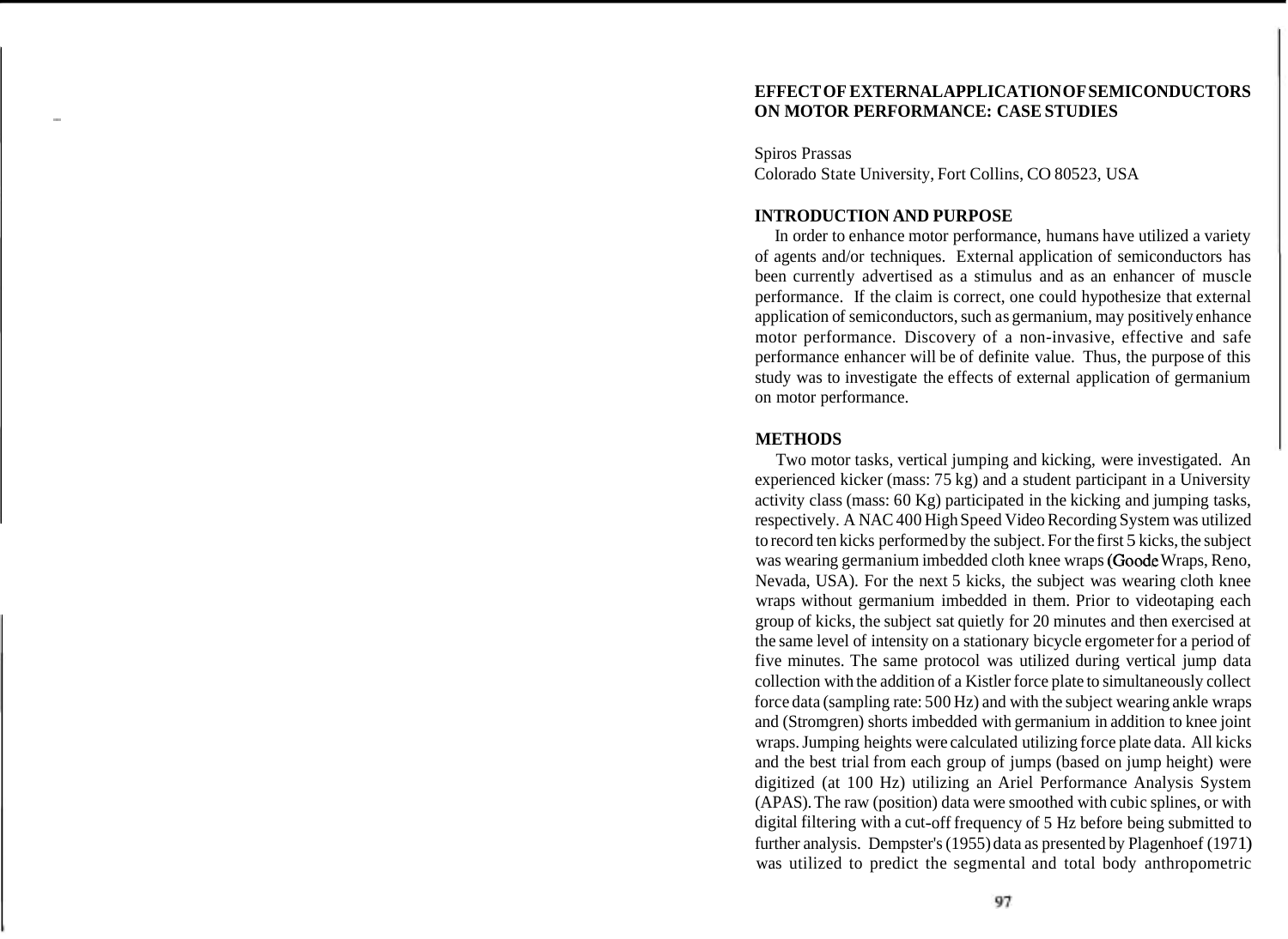# EFFECT OF EXTERNAL APPLICATION OF SEMICONDUCTORS ON MOTOR PERFORMANCE: CASE STUDIES

Spiros Prassas
Colorado State University, Fort Collins, CO 80523, USA

## INTRODUCTION AND PURPOSE

In order to enhance motor performance, humans have utilized a variety of agents and/or techniques. External application of semiconductors has been currently advertised as a stimulus and as an enhancer of muscle performance. If the claim is correct, one could hypothesize that external application of semiconductors, such as germanium, may positively enhance motor performance. Discovery of a non-invasive, effective and safe performance enhancer will be of definite value. Thus, the purpose of this study was to investigate the effects of external application of germanium on motor performance.

## METHODS

Two motor tasks, vertical jumping and kicking, were investigated. An experienced kicker (mass: 75 kg) and a student participant in a University activity class (mass: 60 Kg) participated in the kicking and jumping tasks, respectively. A NAC 400 High Speed Video Recording System was utilized to record ten kicks performed by the subject. For the first 5 kicks, the subject was wearing germanium imbedded cloth knee wraps (Goode Wraps, Reno, Nevada, USA). For the next 5 kicks, the subject was wearing cloth knee wraps without germanium imbedded in them. Prior to videotaping each group of kicks, the subject sat quietly for 20 minutes and then exercised at the same level of intensity on a stationary bicycle ergometer for a period of five minutes. The same protocol was utilized during vertical jump data collection with the addition of a Kistler force plate to simultaneously collect force data (sampling rate: 500 Hz) and with the subject wearing ankle wraps and (Stromgren) shorts imbedded with germanium in addition to knee joint wraps. Jumping heights were calculated utilizing force plate data. All kicks and the best trial from each group of jumps (based on jump height) were digitized (at 100 Hz) utilizing an Ariel Performance Analysis System (APAS). The raw (position) data were smoothed with cubic splines, or with digital filtering with a cut-off frequency of 5 Hz before being submitted to further analysis. Dempster's (1955) data as presented by Plagenhoef (1971) was utilized to predict the segmental and total body anthropometric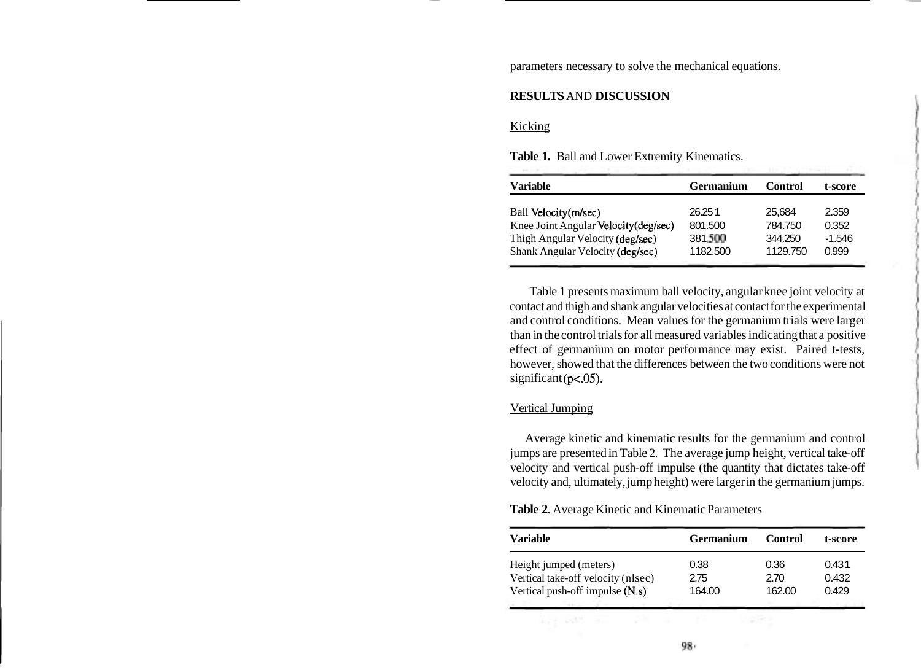parameters necessary to solve the mechanical equations.

## RESULTS AND DISCUSSION

### Kicking

**Table 1.** Ball and Lower Extremity Kinematics.

| Variable | Germanium | Control | t-score |
|---|---|---|---|
| Ball Velocity(m/sec) | 26.251 | 25,684 | 2.359 |
| Knee Joint Angular Velocity(deg/sec) | 801.500 | 784.750 | 0.352 |
| Thigh Angular Velocity (deg/sec) | 381.500 | 344.250 | -1.546 |
| Shank Angular Velocity (deg/sec) | 1182.500 | 1129.750 | 0.999 |

Table 1 presents maximum ball velocity, angular knee joint velocity at contact and thigh and shank angular velocities at contact for the experimental and control conditions. Mean values for the germanium trials were larger than in the control trials for all measured variables indicating that a positive effect of germanium on motor performance may exist. Paired t-tests, however, showed that the differences between the two conditions were not significant ($p<.05$).

### Vertical Jumping

Average kinetic and kinematic results for the germanium and control jumps are presented in Table 2. The average jump height, vertical take-off velocity and vertical push-off impulse (the quantity that dictates take-off velocity and, ultimately, jump height) were larger in the germanium jumps.

**Table 2.** Average Kinetic and Kinematic Parameters

| Variable | Germanium | Control | t-score |
|---|---|---|---|
| Height jumped (meters) | 0.38 | 0.36 | 0.431 |
| Vertical take-off velocity (nlsec) | 2.75 | 2.70 | 0.432 |
| Vertical push-off impulse (N.s) | 164.00 | 162.00 | 0.429 |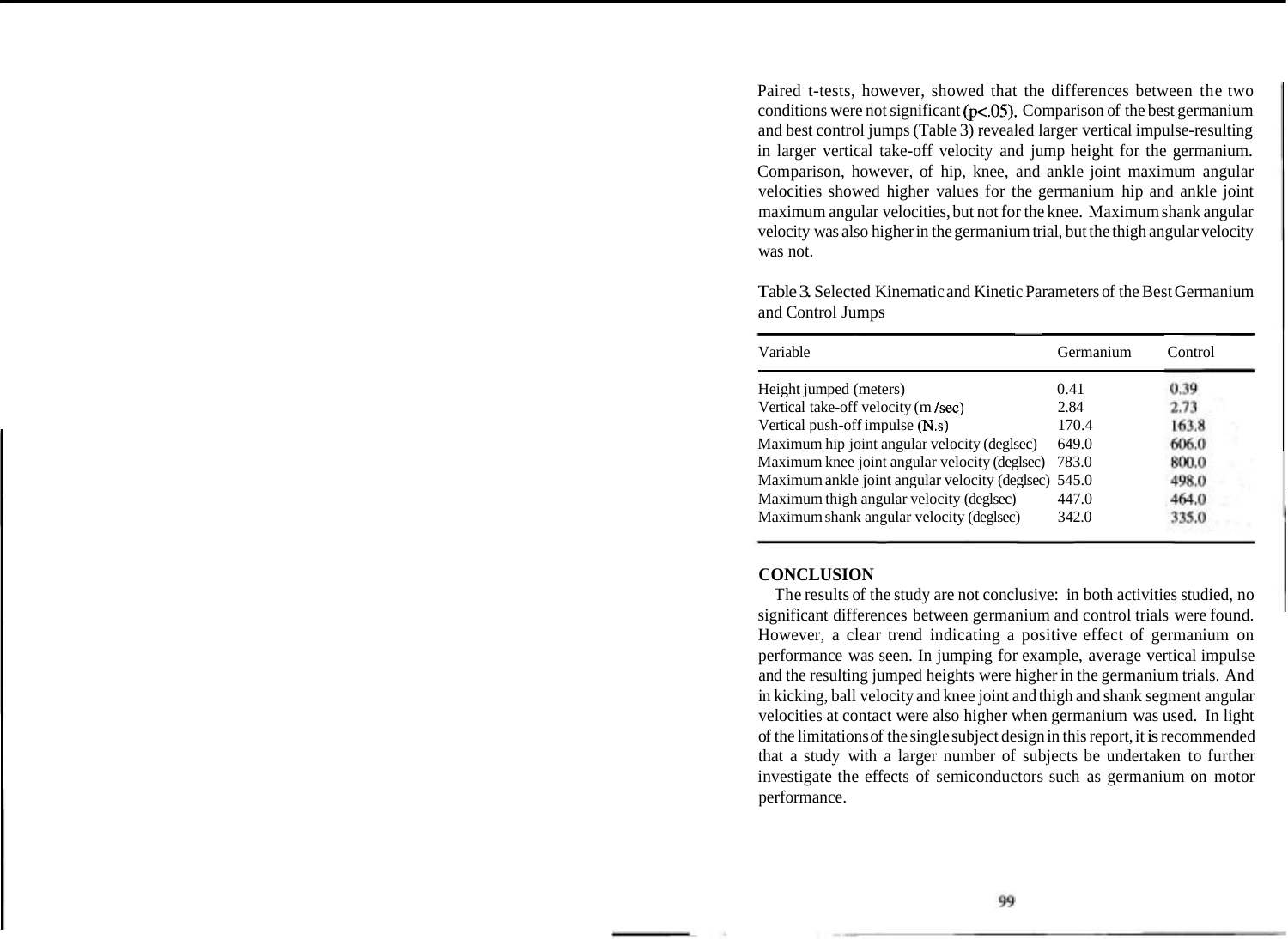Paired t-tests, however, showed that the differences between the two conditions were not significant ($p<.05$). Comparison of the best germanium and best control jumps (Table 3) revealed larger vertical impulse-resulting in larger vertical take-off velocity and jump height for the germanium. Comparison, however, of hip, knee, and ankle joint maximum angular velocities showed higher values for the germanium hip and ankle joint maximum angular velocities, but not for the knee. Maximum shank angular velocity was also higher in the germanium trial, but the thigh angular velocity was not.

Table 3. Selected Kinematic and Kinetic Parameters of the Best Germanium and Control Jumps

| Variable | Germanium | Control |
|---|---|---|
| Height jumped (meters) | 0.41 | 0.39 |
| Vertical take-off velocity (m /sec) | 2.84 | 2.73 |
| Vertical push-off impulse (N.s) | 170.4 | 163.8 |
| Maximum hip joint angular velocity (deglsec) | 649.0 | 606.0 |
| Maximum knee joint angular velocity (deglsec) | 783.0 | 800.0 |
| Maximum ankle joint angular velocity (deglsec) | 545.0 | 498.0 |
| Maximum thigh angular velocity (deglsec) | 447.0 | 464.0 |
| Maximum shank angular velocity (deglsec) | 342.0 | 335.0 |

## CONCLUSION

The results of the study are not conclusive: in both activities studied, no significant differences between germanium and control trials were found. However, a clear trend indicating a positive effect of germanium on performance was seen. In jumping for example, average vertical impulse and the resulting jumped heights were higher in the germanium trials. And in kicking, ball velocity and knee joint and thigh and shank segment angular velocities at contact were also higher when germanium was used. In light of the limitations of the single subject design in this report, it is recommended that a study with a larger number of subjects be undertaken to further investigate the effects of semiconductors such as germanium on motor performance.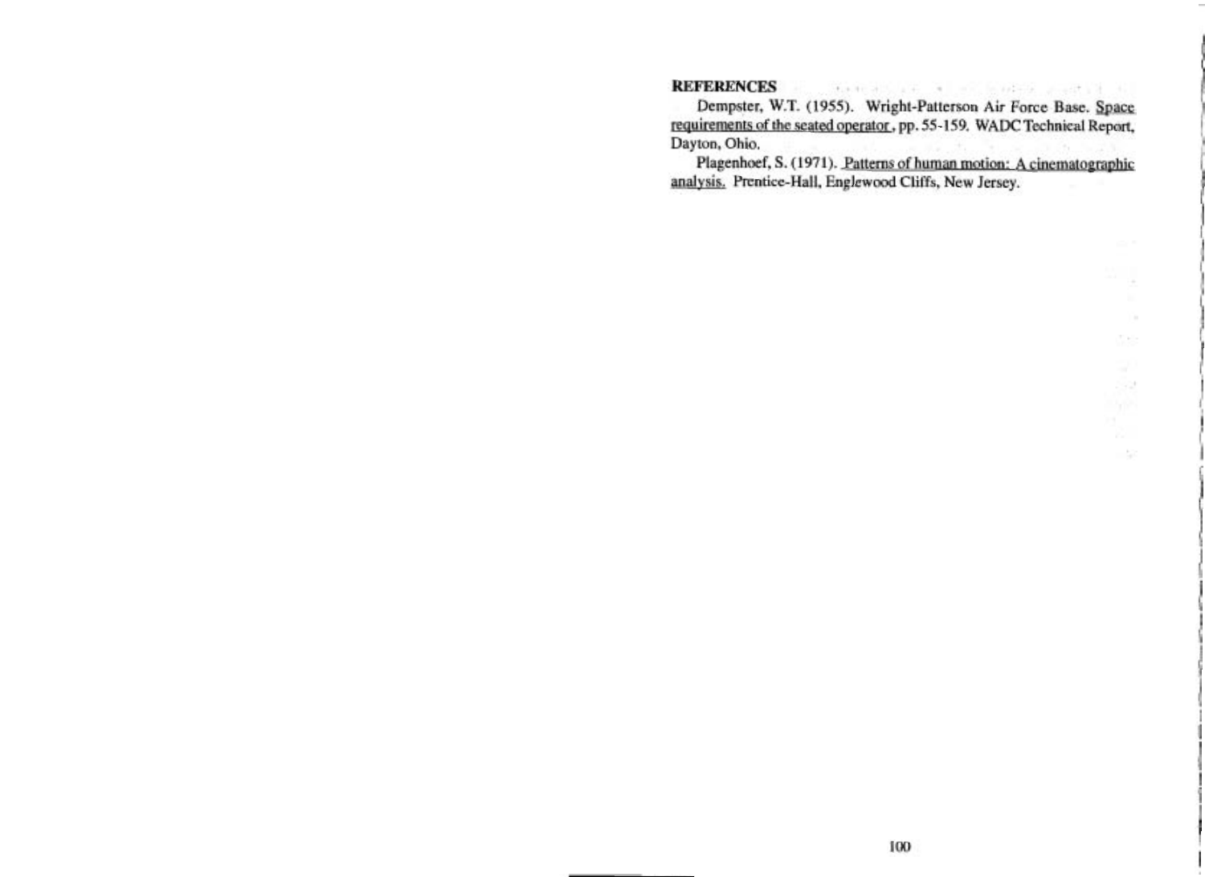## REFERENCES

Dempster, W.T. (1955). Wright-Patterson Air Force Base. Space requirements of the seated operator, pp. 55-159. WADC Technical Report, Dayton, Ohio.

Plagenhoef, S. (1971). Patterns of human motion: A cinematographic analysis. Prentice-Hall, Englewood Cliffs, New Jersey.